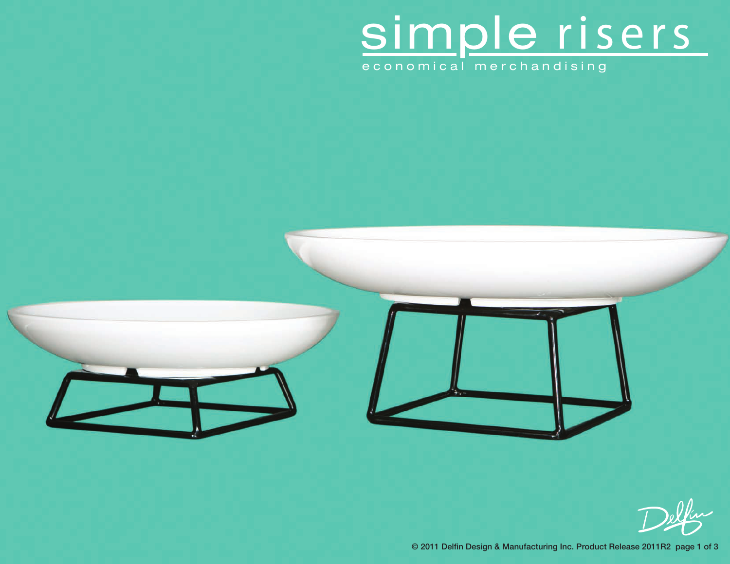# simple risers

economical merchandising

Delfin

© 2011 Delfin Design & Manufacturing Inc. Product Release 2011R2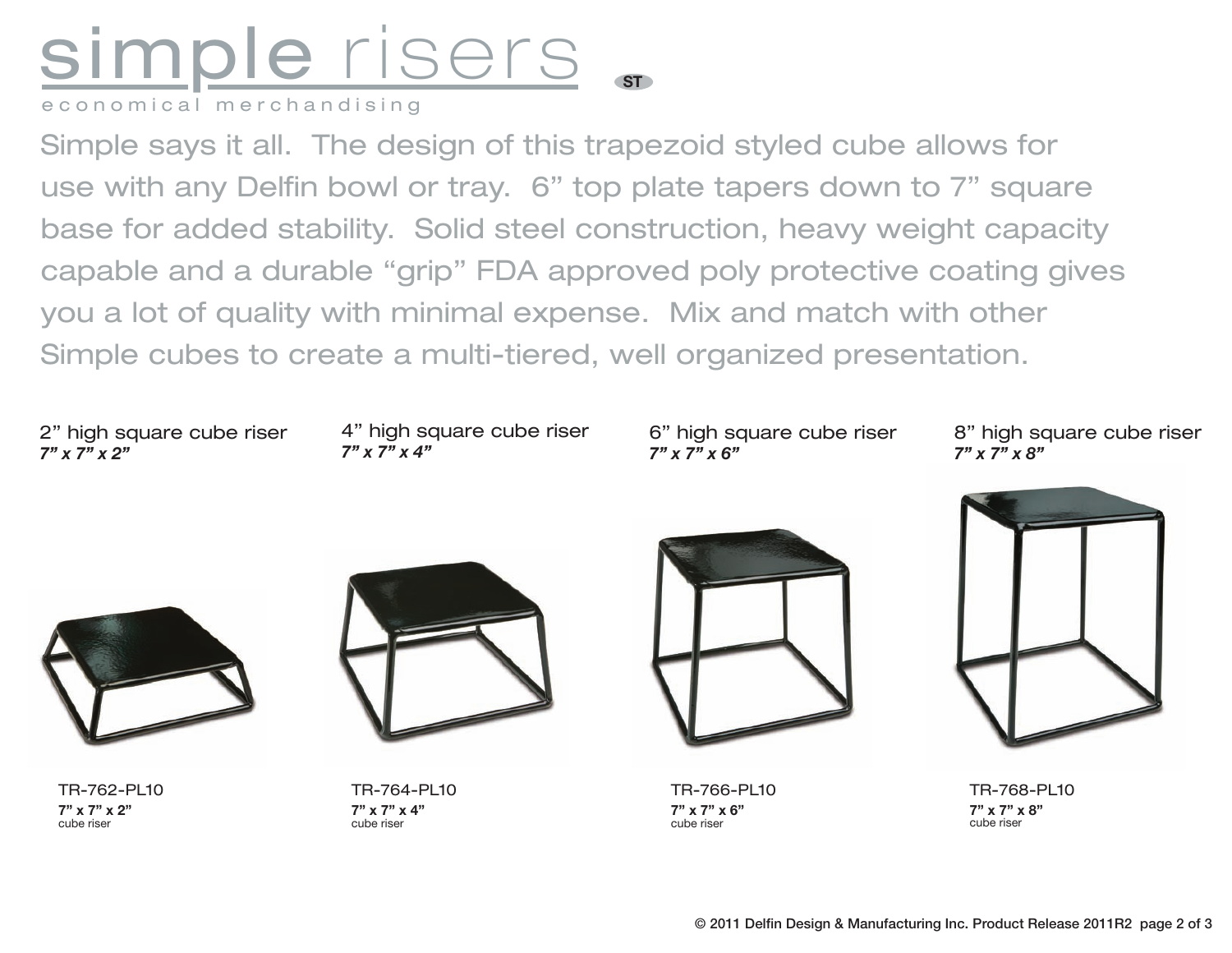# simple risers

economical merchandising

ST

Simple says it all. The design of this trapezoid styled cube allows for use with any Delfin bowl or tray. 6" top plate tapers down to 7" square base for added stability. Solid steel construction, heavy weight capacity capable and a durable "grip" FDA approved poly protective coating gives you a lot of quality with minimal expense. Mix and match with other Simple cubes to create a multi-tiered, well organized presentation.

2" high square cube riser
*7" x 7" x 2"*

TR-762-PL10
**7" x 7" x 2"**
cube riser

4" high square cube riser
*7" x 7" x 4"*

TR-764-PL10
**7" x 7" x 4"**
cube riser

6" high square cube riser
*7" x 7" x 6"*

TR-766-PL10
**7" x 7" x 6"**
cube riser

8" high square cube riser
*7" x 7" x 8"*

TR-768-PL10
**7" x 7" x 8"**
cube riser

© 2011 Delfin Design & Manufacturing Inc. Product Release 2011R2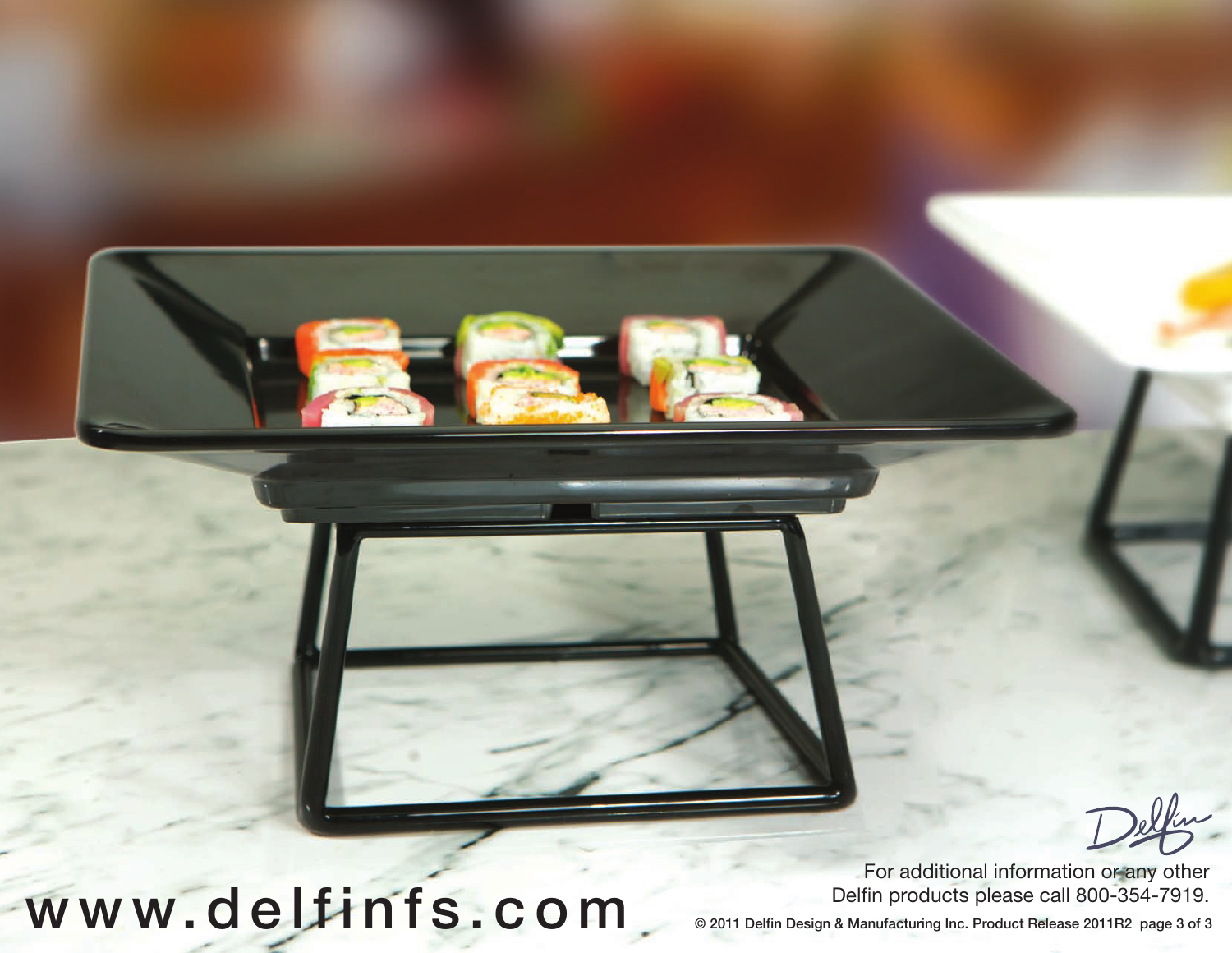www.delfinfs.com

Delfin

For additional information or any other Delfin products please call 800-354-7919.

© 2011 Delfin Design & Manufacturing Inc. Product Release 2011R2